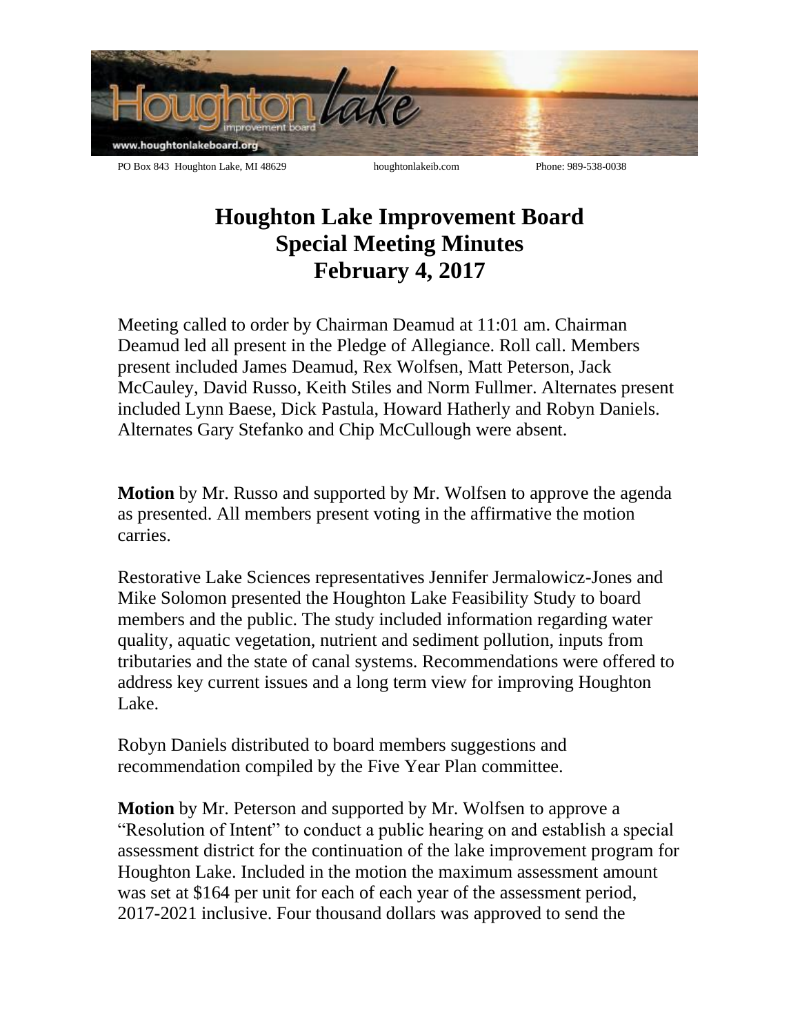PO Box 843 Houghton Lake, MI 48629 houghtonlakeib.com Phone: 989-538-0038

# Houghton Lake Improvement Board
# Special Meeting Minutes
# February 4, 2017

Meeting called to order by Chairman Deamud at 11:01 am. Chairman Deamud led all present in the Pledge of Allegiance. Roll call. Members present included James Deamud, Rex Wolfsen, Matt Peterson, Jack McCauley, David Russo, Keith Stiles and Norm Fullmer. Alternates present included Lynn Baese, Dick Pastula, Howard Hatherly and Robyn Daniels. Alternates Gary Stefanko and Chip McCullough were absent.

**Motion** by Mr. Russo and supported by Mr. Wolfsen to approve the agenda as presented. All members present voting in the affirmative the motion carries.

Restorative Lake Sciences representatives Jennifer Jermalowicz-Jones and Mike Solomon presented the Houghton Lake Feasibility Study to board members and the public. The study included information regarding water quality, aquatic vegetation, nutrient and sediment pollution, inputs from tributaries and the state of canal systems. Recommendations were offered to address key current issues and a long term view for improving Houghton Lake.

Robyn Daniels distributed to board members suggestions and recommendation compiled by the Five Year Plan committee.

**Motion** by Mr. Peterson and supported by Mr. Wolfsen to approve a "Resolution of Intent" to conduct a public hearing on and establish a special assessment district for the continuation of the lake improvement program for Houghton Lake. Included in the motion the maximum assessment amount was set at $164 per unit for each of each year of the assessment period, 2017-2021 inclusive. Four thousand dollars was approved to send the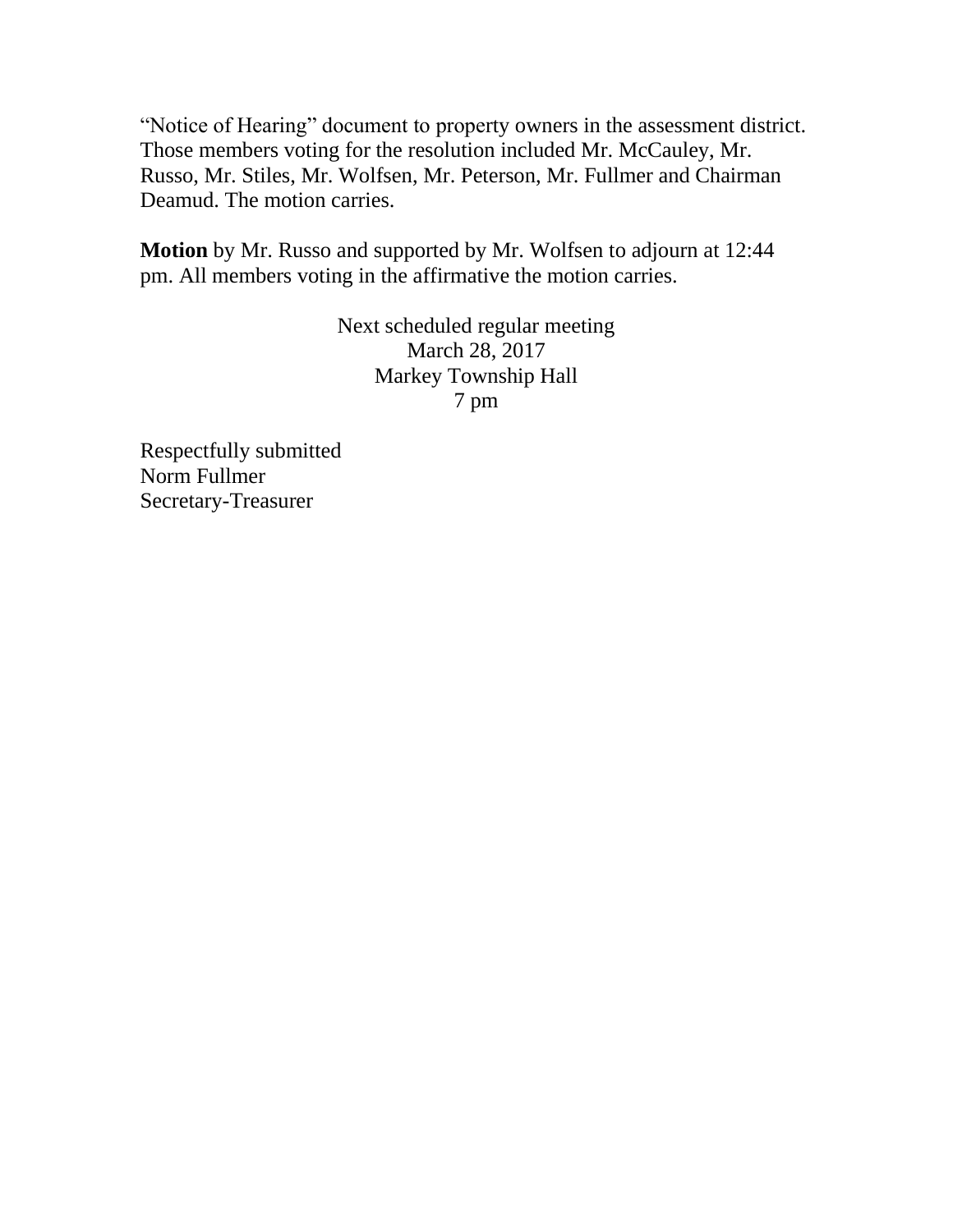"Notice of Hearing" document to property owners in the assessment district. Those members voting for the resolution included Mr. McCauley, Mr. Russo, Mr. Stiles, Mr. Wolfsen, Mr. Peterson, Mr. Fullmer and Chairman Deamud. The motion carries.

**Motion** by Mr. Russo and supported by Mr. Wolfsen to adjourn at 12:44 pm. All members voting in the affirmative the motion carries.

Next scheduled regular meeting
March 28, 2017
Markey Township Hall
7 pm

Respectfully submitted
Norm Fullmer
Secretary-Treasurer